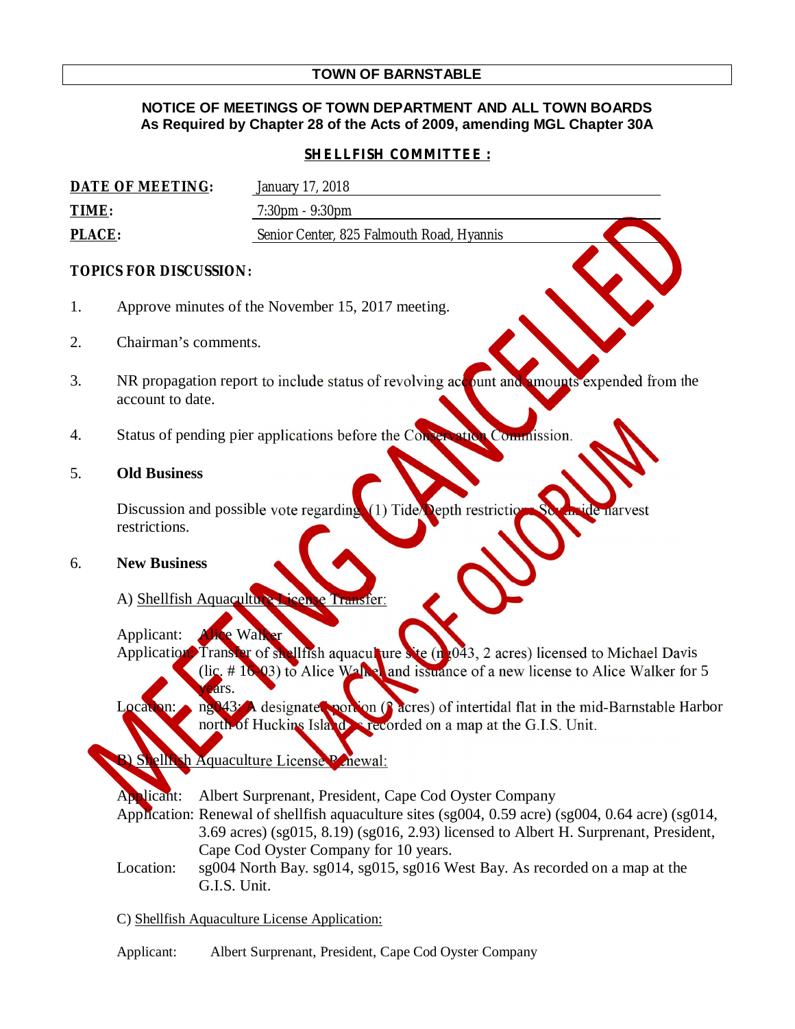# TOWN OF BARNSTABLE

**NOTICE OF MEETINGS OF TOWN DEPARTMENT AND ALL TOWN BOARDS**
**As Required by Chapter 28 of the Acts of 2009, amending MGL Chapter 30A**

## SHELLFISH COMMITTEE :

**DATE OF MEETING:** January 17, 2018

**TIME:** 7:30pm - 9:30pm

**PLACE:** Senior Center, 825 Falmouth Road, Hyannis

MEETING CANCELLED

LACK OF QUORUM

**TOPICS FOR DISCUSSION:**

1. Approve minutes of the November 15, 2017 meeting.

2. Chairman's comments.

3. NR propagation report to include status of revolving account and amounts expended from the account to date.

4. Status of pending pier applications before the Conservation Commission.

5. **Old Business**

   Discussion and possible vote regarding (1) Tide/Depth restrictions Scapeside harvest restrictions.

6. **New Business**

   A) Shellfish Aquaculture License Transfer:

   Applicant: Alice Walker
   Application: Transfer of shellfish aquaculture site (ng043, 2 acres) licensed to Michael Davis (lic. # 16-03) to Alice Walker and issuance of a new license to Alice Walker for 5 years.
   Location: ng043: A designated portion (2 acres) of intertidal flat in the mid-Barnstable Harbor north of Huckins Island as recorded on a map at the G.I.S. Unit.

   B) Shellfish Aquaculture License Renewal:

   Applicant: Albert Surprenant, President, Cape Cod Oyster Company
   Application: Renewal of shellfish aquaculture sites (sg004, 0.59 acre) (sg004, 0.64 acre) (sg014, 3.69 acres) (sg015, 8.19) (sg016, 2.93) licensed to Albert H. Surprenant, President, Cape Cod Oyster Company for 10 years.
   Location: sg004 North Bay. sg014, sg015, sg016 West Bay. As recorded on a map at the G.I.S. Unit.

   C) Shellfish Aquaculture License Application:

   Applicant: Albert Surprenant, President, Cape Cod Oyster Company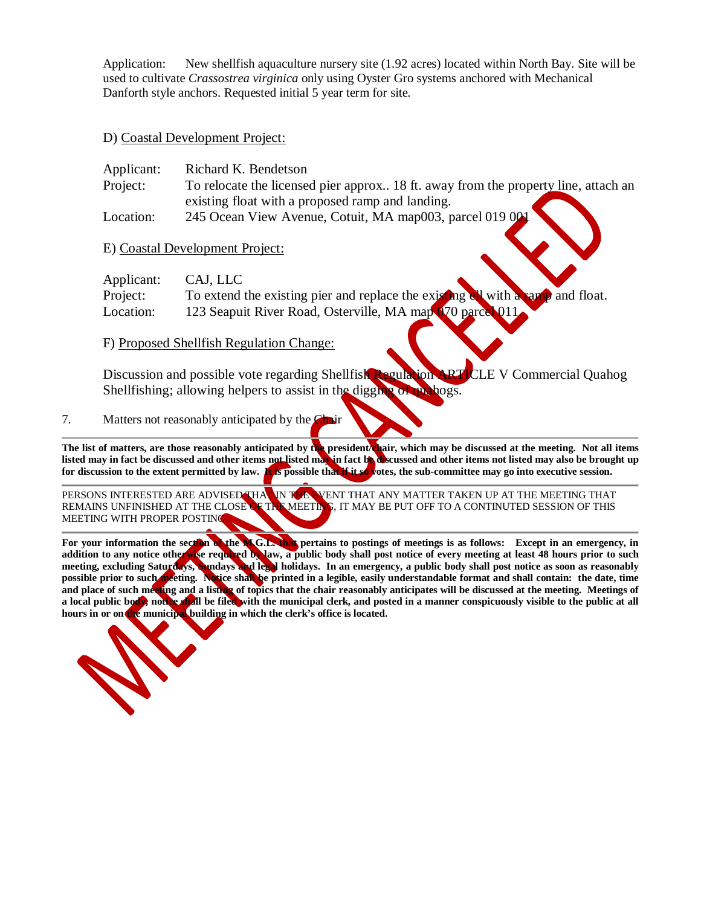Application: New shellfish aquaculture nursery site (1.92 acres) located within North Bay. Site will be used to cultivate *Crassostrea virginica* only using Oyster Gro systems anchored with Mechanical Danforth style anchors. Requested initial 5 year term for site.

D) Coastal Development Project:

| | |
|---|---|
| Applicant: | Richard K. Bendetson |
| Project: | To relocate the licensed pier approx.. 18 ft. away from the property line, attach an existing float with a proposed ramp and landing. |
| Location: | 245 Ocean View Avenue, Cotuit, MA map003, parcel 019 001 |

E) Coastal Development Project:

| | |
|---|---|
| Applicant: | CAJ, LLC |
| Project: | To extend the existing pier and replace the existing ell with a ramp and float. |
| Location: | 123 Seapuit River Road, Osterville, MA map 070 parcel 011. |

F) Proposed Shellfish Regulation Change:

Discussion and possible vote regarding Shellfish Regulation ARTICLE V Commercial Quahog Shellfishing; allowing helpers to assist in the digging of quahogs.

7. Matters not reasonably anticipated by the Chair

---

**The list of matters, are those reasonably anticipated by the president/chair, which may be discussed at the meeting. Not all items listed may in fact be discussed and other items not listed may in fact be discussed and other items not listed may also be brought up for discussion to the extent permitted by law. It is possible that if it so votes, the sub-committee may go into executive session.**

---

PERSONS INTERESTED ARE ADVISED THAT IN THE EVENT THAT ANY MATTER TAKEN UP AT THE MEETING THAT REMAINS UNFINISHED AT THE CLOSE OF THE MEETING, IT MAY BE PUT OFF TO A CONTINUTED SESSION OF THIS MEETING WITH PROPER POSTING.

---

**For your information the section of the M.G.L. that pertains to postings of meetings is as follows: Except in an emergency, in addition to any notice otherwise required by law, a public body shall post notice of every meeting at least 48 hours prior to such meeting, excluding Saturdays, Sundays and legal holidays. In an emergency, a public body shall post notice as soon as reasonably possible prior to such meeting. Notice shall be printed in a legible, easily understandable format and shall contain: the date, time and place of such meeting and a listing of topics that the chair reasonably anticipates will be discussed at the meeting. Meetings of a local public body, notice shall be filed with the municipal clerk, and posted in a manner conspicuously visible to the public at all hours in or on the municipal building in which the clerk's office is located.**

MEETING CANCELLED